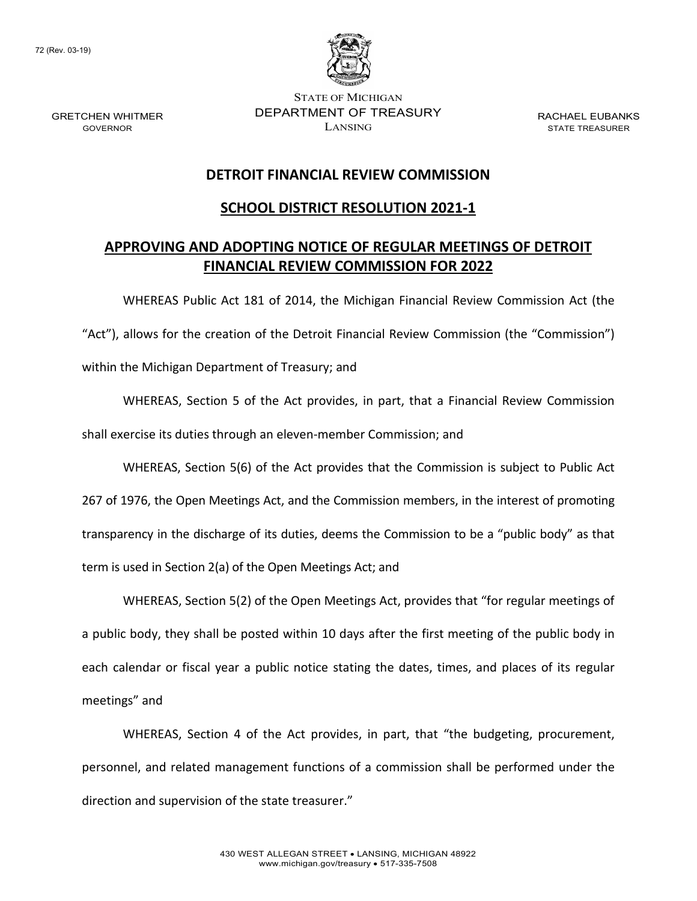72 (Rev. 03-19)

GRETCHEN WHITMER
GOVERNOR

STATE OF MICHIGAN
DEPARTMENT OF TREASURY
LANSING

RACHAEL EUBANKS
STATE TREASURER

# DETROIT FINANCIAL REVIEW COMMISSION

## SCHOOL DISTRICT RESOLUTION 2021-1

## APPROVING AND ADOPTING NOTICE OF REGULAR MEETINGS OF DETROIT FINANCIAL REVIEW COMMISSION FOR 2022

WHEREAS Public Act 181 of 2014, the Michigan Financial Review Commission Act (the "Act"), allows for the creation of the Detroit Financial Review Commission (the "Commission") within the Michigan Department of Treasury; and

WHEREAS, Section 5 of the Act provides, in part, that a Financial Review Commission shall exercise its duties through an eleven-member Commission; and

WHEREAS, Section 5(6) of the Act provides that the Commission is subject to Public Act 267 of 1976, the Open Meetings Act, and the Commission members, in the interest of promoting transparency in the discharge of its duties, deems the Commission to be a "public body" as that term is used in Section 2(a) of the Open Meetings Act; and

WHEREAS, Section 5(2) of the Open Meetings Act, provides that "for regular meetings of a public body, they shall be posted within 10 days after the first meeting of the public body in each calendar or fiscal year a public notice stating the dates, times, and places of its regular meetings" and

WHEREAS, Section 4 of the Act provides, in part, that "the budgeting, procurement, personnel, and related management functions of a commission shall be performed under the direction and supervision of the state treasurer."

430 WEST ALLEGAN STREET • LANSING, MICHIGAN 48922
www.michigan.gov/treasury • 517-335-7508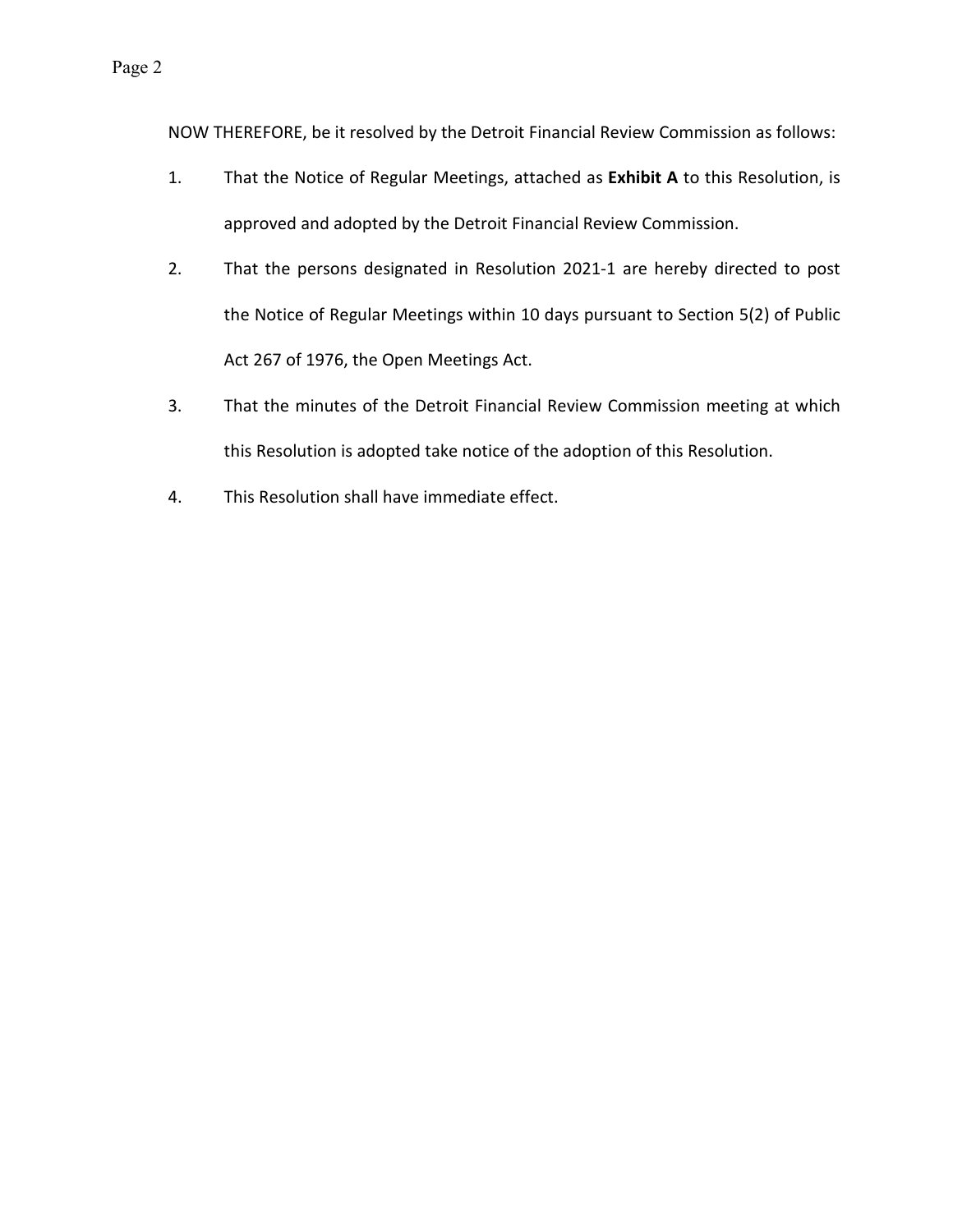NOW THEREFORE, be it resolved by the Detroit Financial Review Commission as follows:

1. That the Notice of Regular Meetings, attached as **Exhibit A** to this Resolution, is approved and adopted by the Detroit Financial Review Commission.
2. That the persons designated in Resolution 2021-1 are hereby directed to post the Notice of Regular Meetings within 10 days pursuant to Section 5(2) of Public Act 267 of 1976, the Open Meetings Act.
3. That the minutes of the Detroit Financial Review Commission meeting at which this Resolution is adopted take notice of the adoption of this Resolution.
4. This Resolution shall have immediate effect.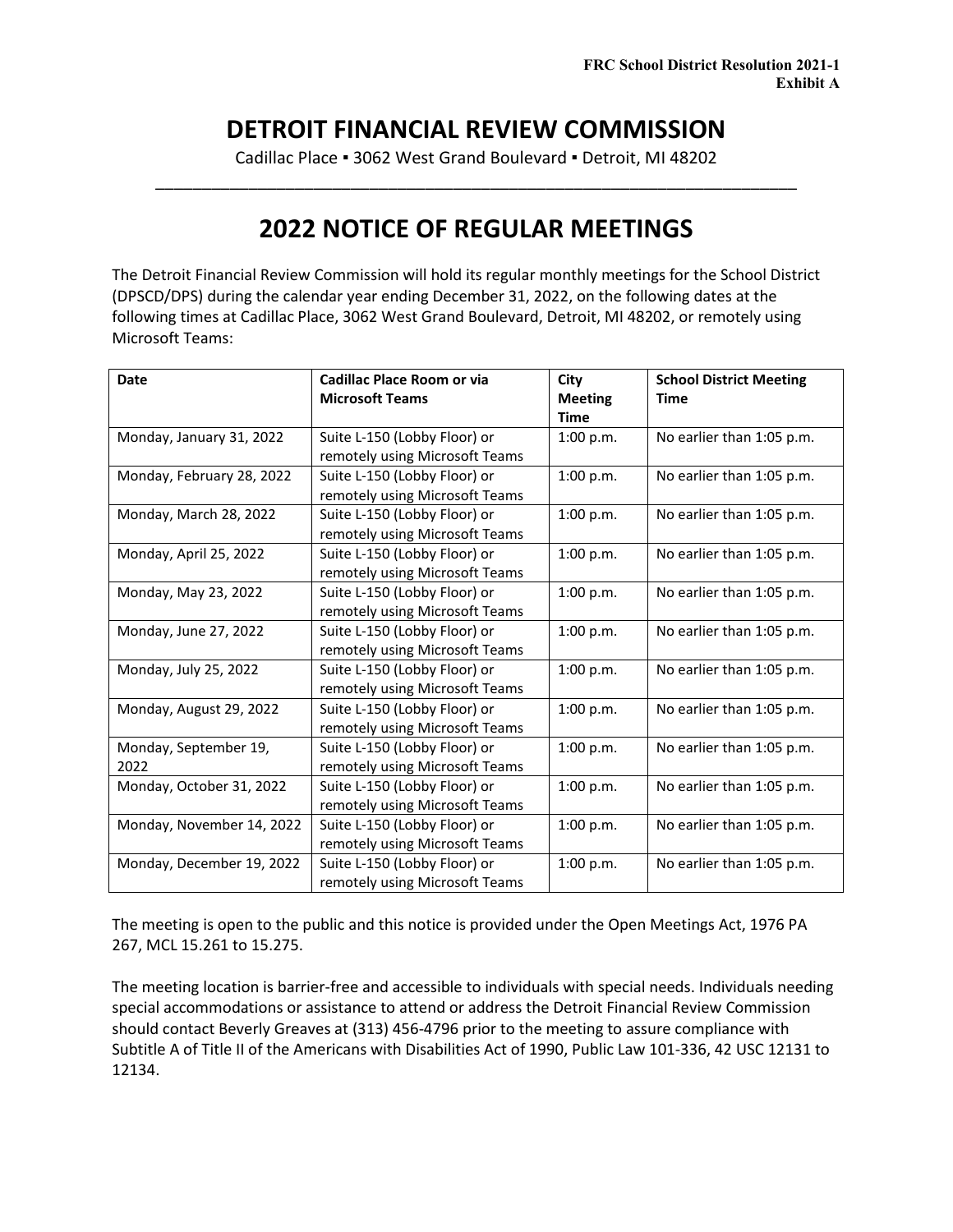**FRC School District Resolution 2021-1**
**Exhibit A**

# DETROIT FINANCIAL REVIEW COMMISSION

Cadillac Place ▪ 3062 West Grand Boulevard ▪ Detroit, MI 48202

---

# 2022 NOTICE OF REGULAR MEETINGS

The Detroit Financial Review Commission will hold its regular monthly meetings for the School District (DPSCD/DPS) during the calendar year ending December 31, 2022, on the following dates at the following times at Cadillac Place, 3062 West Grand Boulevard, Detroit, MI 48202, or remotely using Microsoft Teams:

| Date | Cadillac Place Room or via Microsoft Teams | City Meeting Time | School District Meeting Time |
|---|---|---|---|
| Monday, January 31, 2022 | Suite L-150 (Lobby Floor) or remotely using Microsoft Teams | 1:00 p.m. | No earlier than 1:05 p.m. |
| Monday, February 28, 2022 | Suite L-150 (Lobby Floor) or remotely using Microsoft Teams | 1:00 p.m. | No earlier than 1:05 p.m. |
| Monday, March 28, 2022 | Suite L-150 (Lobby Floor) or remotely using Microsoft Teams | 1:00 p.m. | No earlier than 1:05 p.m. |
| Monday, April 25, 2022 | Suite L-150 (Lobby Floor) or remotely using Microsoft Teams | 1:00 p.m. | No earlier than 1:05 p.m. |
| Monday, May 23, 2022 | Suite L-150 (Lobby Floor) or remotely using Microsoft Teams | 1:00 p.m. | No earlier than 1:05 p.m. |
| Monday, June 27, 2022 | Suite L-150 (Lobby Floor) or remotely using Microsoft Teams | 1:00 p.m. | No earlier than 1:05 p.m. |
| Monday, July 25, 2022 | Suite L-150 (Lobby Floor) or remotely using Microsoft Teams | 1:00 p.m. | No earlier than 1:05 p.m. |
| Monday, August 29, 2022 | Suite L-150 (Lobby Floor) or remotely using Microsoft Teams | 1:00 p.m. | No earlier than 1:05 p.m. |
| Monday, September 19, 2022 | Suite L-150 (Lobby Floor) or remotely using Microsoft Teams | 1:00 p.m. | No earlier than 1:05 p.m. |
| Monday, October 31, 2022 | Suite L-150 (Lobby Floor) or remotely using Microsoft Teams | 1:00 p.m. | No earlier than 1:05 p.m. |
| Monday, November 14, 2022 | Suite L-150 (Lobby Floor) or remotely using Microsoft Teams | 1:00 p.m. | No earlier than 1:05 p.m. |
| Monday, December 19, 2022 | Suite L-150 (Lobby Floor) or remotely using Microsoft Teams | 1:00 p.m. | No earlier than 1:05 p.m. |

The meeting is open to the public and this notice is provided under the Open Meetings Act, 1976 PA 267, MCL 15.261 to 15.275.

The meeting location is barrier-free and accessible to individuals with special needs. Individuals needing special accommodations or assistance to attend or address the Detroit Financial Review Commission should contact Beverly Greaves at (313) 456-4796 prior to the meeting to assure compliance with Subtitle A of Title II of the Americans with Disabilities Act of 1990, Public Law 101-336, 42 USC 12131 to 12134.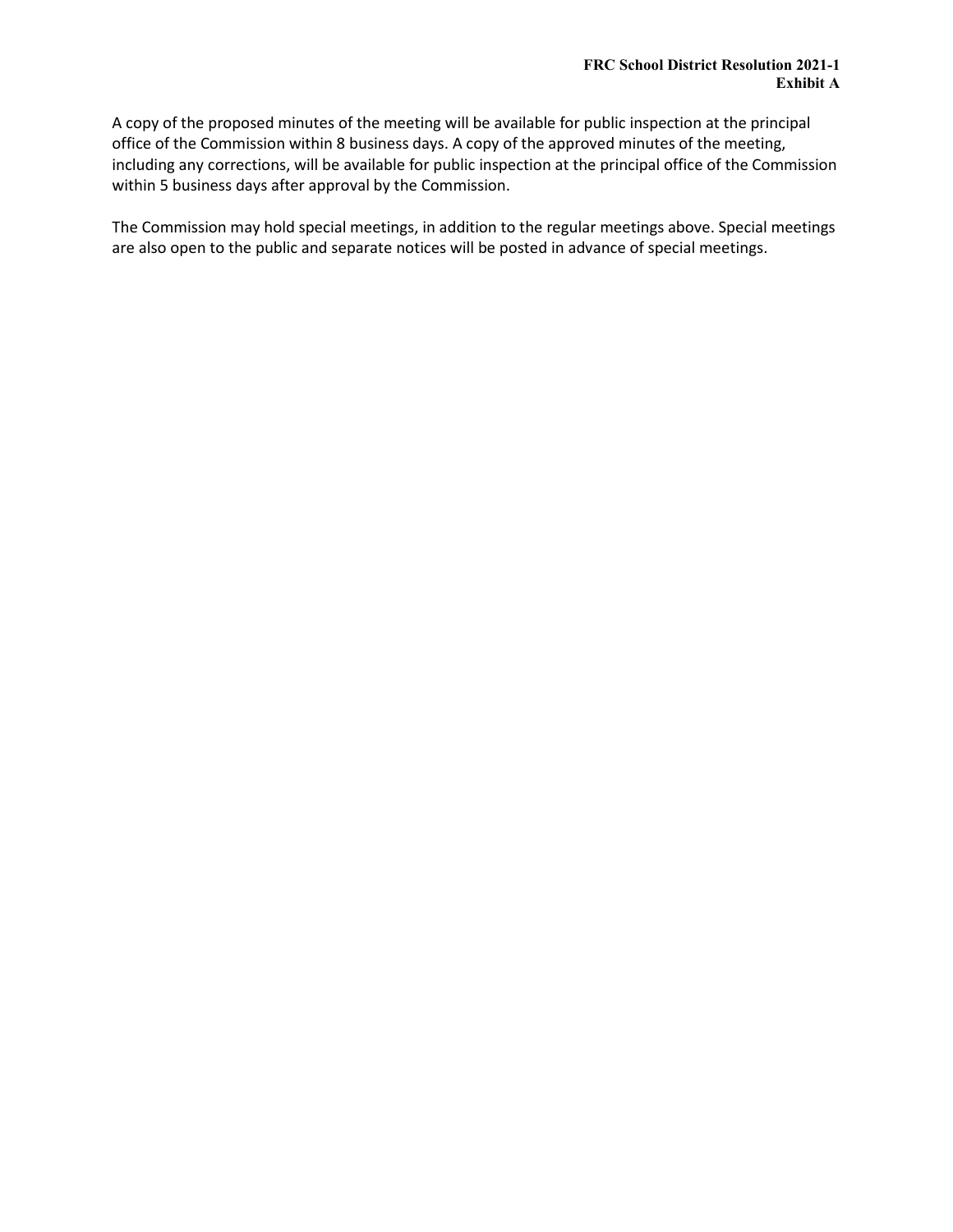A copy of the proposed minutes of the meeting will be available for public inspection at the principal office of the Commission within 8 business days. A copy of the approved minutes of the meeting, including any corrections, will be available for public inspection at the principal office of the Commission within 5 business days after approval by the Commission.

The Commission may hold special meetings, in addition to the regular meetings above. Special meetings are also open to the public and separate notices will be posted in advance of special meetings.